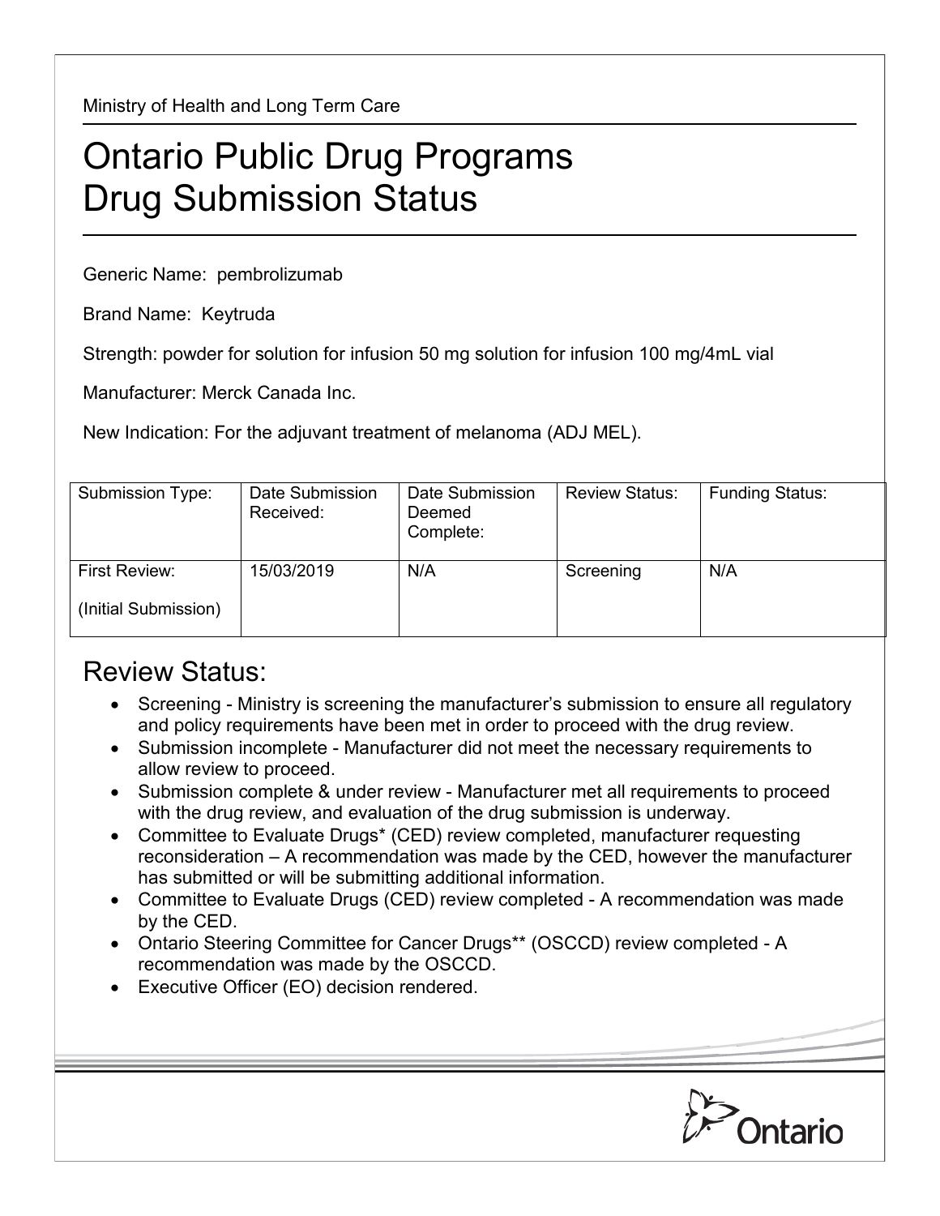Ministry of Health and Long Term Care

# Ontario Public Drug Programs
# Drug Submission Status

Generic Name: pembrolizumab

Brand Name: Keytruda

Strength: powder for solution for infusion 50 mg solution for infusion 100 mg/4mL vial

Manufacturer: Merck Canada Inc.

New Indication: For the adjuvant treatment of melanoma (ADJ MEL).

| Submission Type: | Date Submission Received: | Date Submission Deemed Complete: | Review Status: | Funding Status: |
|---|---|---|---|---|
| First Review: (Initial Submission) | 15/03/2019 | N/A | Screening | N/A |

## Review Status:

- Screening - Ministry is screening the manufacturer's submission to ensure all regulatory and policy requirements have been met in order to proceed with the drug review.
- Submission incomplete - Manufacturer did not meet the necessary requirements to allow review to proceed.
- Submission complete & under review - Manufacturer met all requirements to proceed with the drug review, and evaluation of the drug submission is underway.
- Committee to Evaluate Drugs* (CED) review completed, manufacturer requesting reconsideration – A recommendation was made by the CED, however the manufacturer has submitted or will be submitting additional information.
- Committee to Evaluate Drugs (CED) review completed - A recommendation was made by the CED.
- Ontario Steering Committee for Cancer Drugs** (OSCCD) review completed - A recommendation was made by the OSCCD.
- Executive Officer (EO) decision rendered.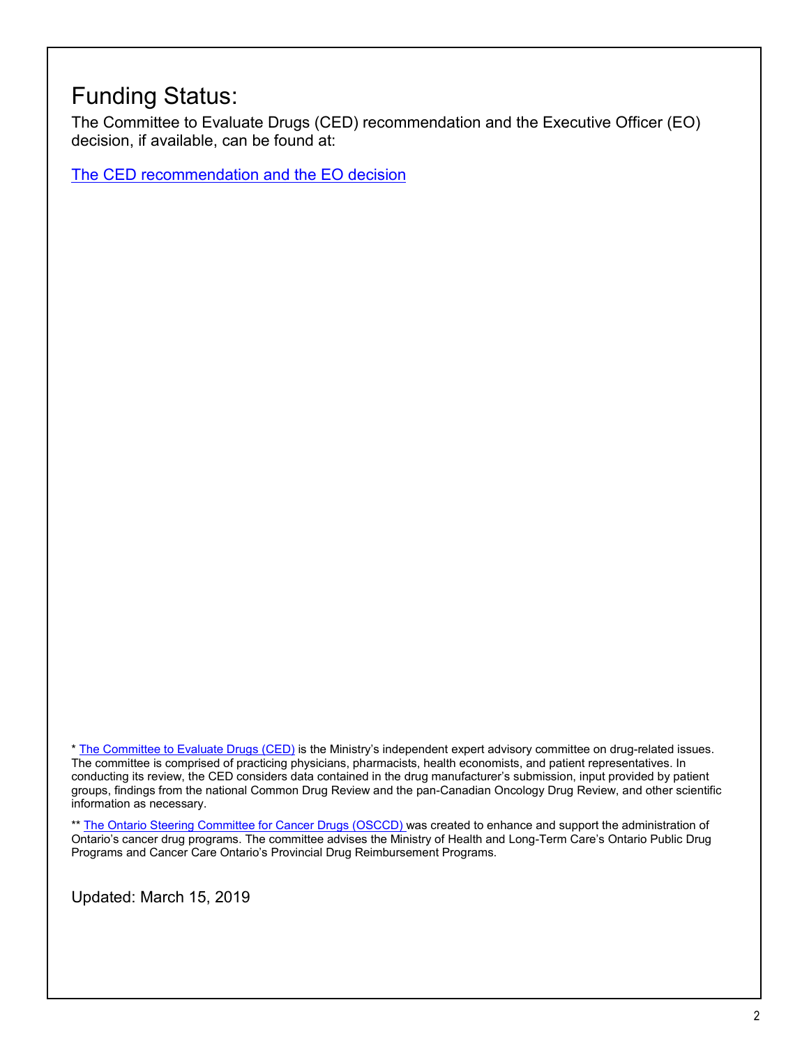## Funding Status:

The Committee to Evaluate Drugs (CED) recommendation and the Executive Officer (EO) decision, if available, can be found at:

The CED recommendation and the EO decision

* The Committee to Evaluate Drugs (CED) is the Ministry's independent expert advisory committee on drug-related issues. The committee is comprised of practicing physicians, pharmacists, health economists, and patient representatives. In conducting its review, the CED considers data contained in the drug manufacturer's submission, input provided by patient groups, findings from the national Common Drug Review and the pan-Canadian Oncology Drug Review, and other scientific information as necessary.

** The Ontario Steering Committee for Cancer Drugs (OSCCD) was created to enhance and support the administration of Ontario's cancer drug programs. The committee advises the Ministry of Health and Long-Term Care's Ontario Public Drug Programs and Cancer Care Ontario's Provincial Drug Reimbursement Programs.

Updated: March 15, 2019